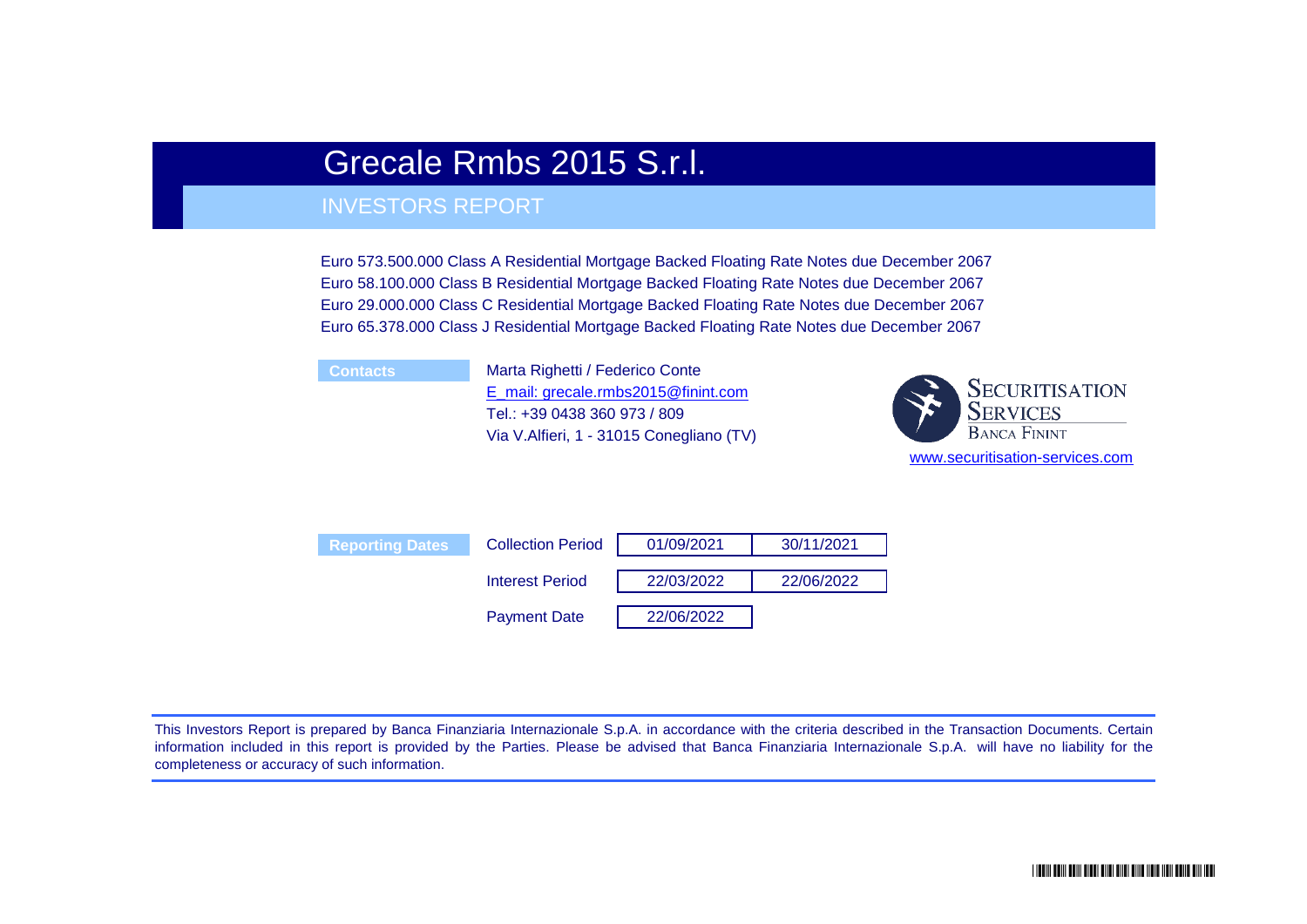# Grecale Rmbs 2015 S.r.l.

## INVESTORS REPORT

Euro 573.500.000 Class A Residential Mortgage Backed Floating Rate Notes due December 2067
Euro 58.100.000 Class B Residential Mortgage Backed Floating Rate Notes due December 2067
Euro 29.000.000 Class C Residential Mortgage Backed Floating Rate Notes due December 2067
Euro 65.378.000 Class J Residential Mortgage Backed Floating Rate Notes due December 2067

**Contacts**

Marta Righetti / Federico Conte
E_mail: grecale.rmbs2015@finint.com
Tel.: +39 0438 360 973 / 809
Via V.Alfieri, 1 - 31015 Conegliano (TV)

SECURITISATION SERVICES
BANCA FININT
www.securitisation-services.com

**Reporting Dates**

| | | |
|---|---|---|
| Collection Period | 01/09/2021 | 30/11/2021 |
| Interest Period | 22/03/2022 | 22/06/2022 |
| Payment Date | 22/06/2022 | |

This Investors Report is prepared by Banca Finanziaria Internazionale S.p.A. in accordance with the criteria described in the Transaction Documents. Certain information included in this report is provided by the Parties. Please be advised that Banca Finanziaria Internazionale S.p.A. will have no liability for the completeness or accuracy of such information.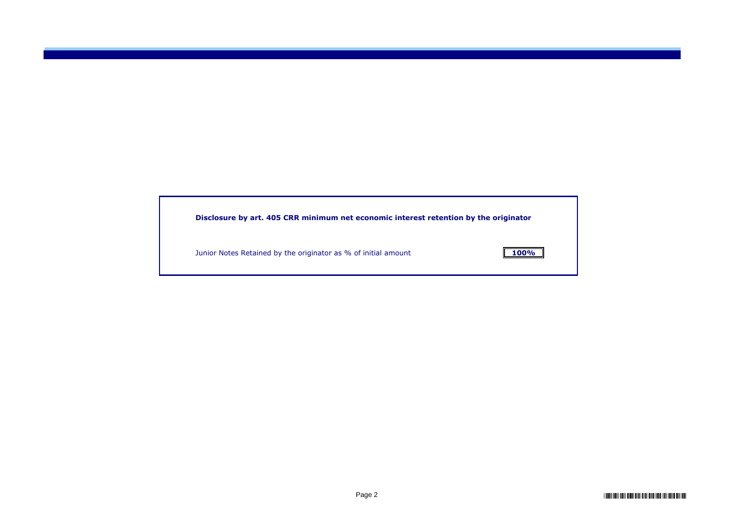**Disclosure by art. 405 CRR minimum net economic interest retention by the originator**

| Junior Notes Retained by the originator as % of initial amount | **100%** |
|---|---|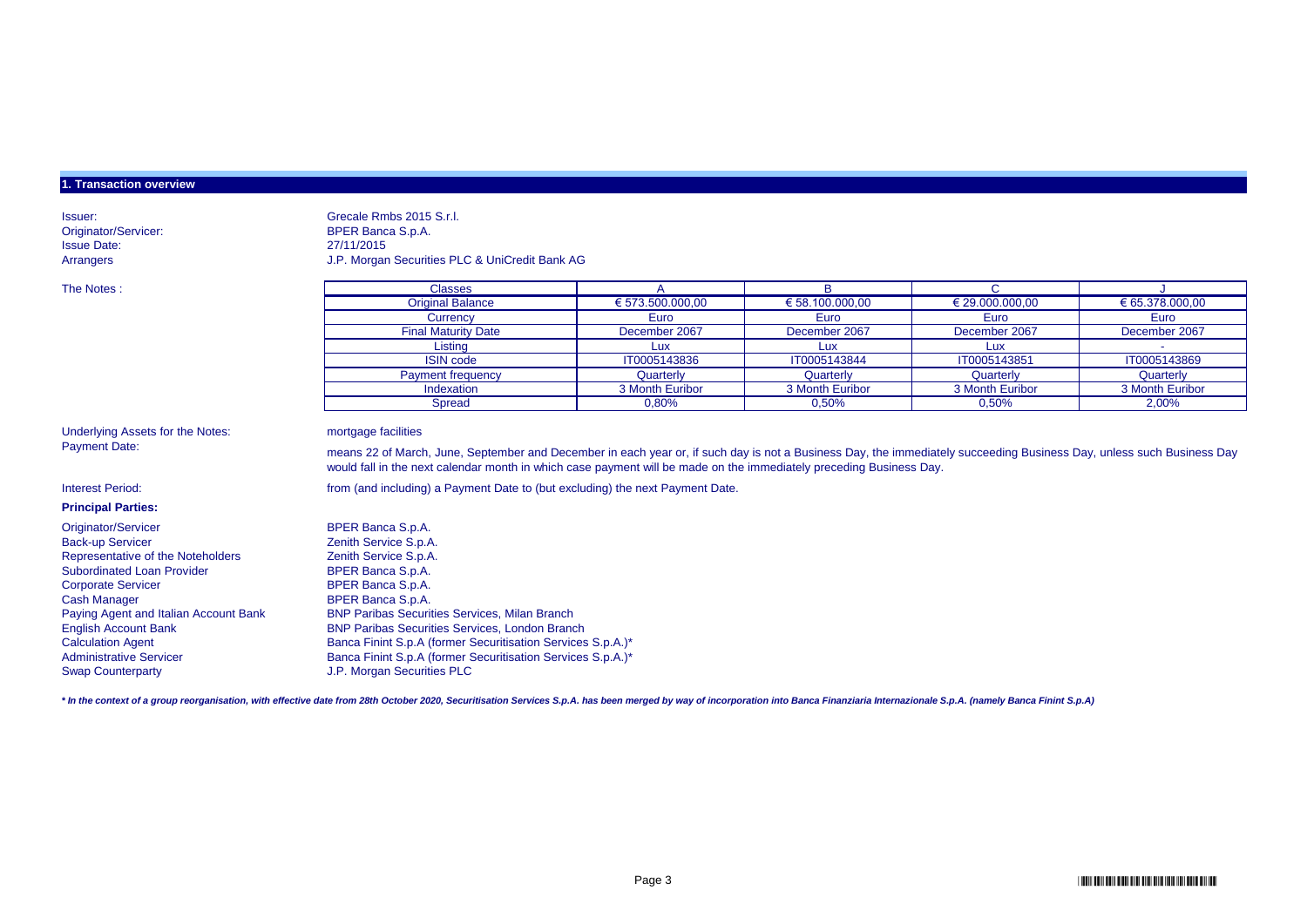## 1. Transaction overview

| | |
|---|---|
| Issuer: | Grecale Rmbs 2015 S.r.l. |
| Originator/Servicer: | BPER Banca S.p.A. |
| Issue Date: | 27/11/2015 |
| Arrangers | J.P. Morgan Securities PLC & UniCredit Bank AG |

The Notes :

| Classes | A | B | C | J |
|---|---|---|---|---|
| Original Balance | € 573.500.000,00 | € 58.100.000,00 | € 29.000.000,00 | € 65.378.000,00 |
| Currency | Euro | Euro | Euro | Euro |
| Final Maturity Date | December 2067 | December 2067 | December 2067 | December 2067 |
| Listing | Lux | Lux | Lux | - |
| ISIN code | IT0005143836 | IT0005143844 | IT0005143851 | IT0005143869 |
| Payment frequency | Quarterly | Quarterly | Quarterly | Quarterly |
| Indexation | 3 Month Euribor | 3 Month Euribor | 3 Month Euribor | 3 Month Euribor |
| Spread | 0,80% | 0,50% | 0,50% | 2,00% |

| | |
|---|---|
| Underlying Assets for the Notes: | mortgage facilities |
| Payment Date: | means 22 of March, June, September and December in each year or, if such day is not a Business Day, the immediately succeeding Business Day, unless such Business Day would fall in the next calendar month in which case payment will be made on the immediately preceding Business Day. |
| Interest Period: | from (and including) a Payment Date to (but excluding) the next Payment Date. |

**Principal Parties:**

| | |
|---|---|
| Originator/Servicer | BPER Banca S.p.A. |
| Back-up Servicer | Zenith Service S.p.A. |
| Representative of the Noteholders | Zenith Service S.p.A. |
| Subordinated Loan Provider | BPER Banca S.p.A. |
| Corporate Servicer | BPER Banca S.p.A. |
| Cash Manager | BPER Banca S.p.A. |
| Paying Agent and Italian Account Bank | BNP Paribas Securities Services, Milan Branch |
| English Account Bank | BNP Paribas Securities Services, London Branch |
| Calculation Agent | Banca Finint S.p.A (former Securitisation Services S.p.A.)* |
| Administrative Servicer | Banca Finint S.p.A (former Securitisation Services S.p.A.)* |
| Swap Counterparty | J.P. Morgan Securities PLC |

***In the context of a group reorganisation, with effective date from 28th October 2020, Securitisation Services S.p.A. has been merged by way of incorporation into Banca Finanziaria Internazionale S.p.A. (namely Banca Finint S.p.A)***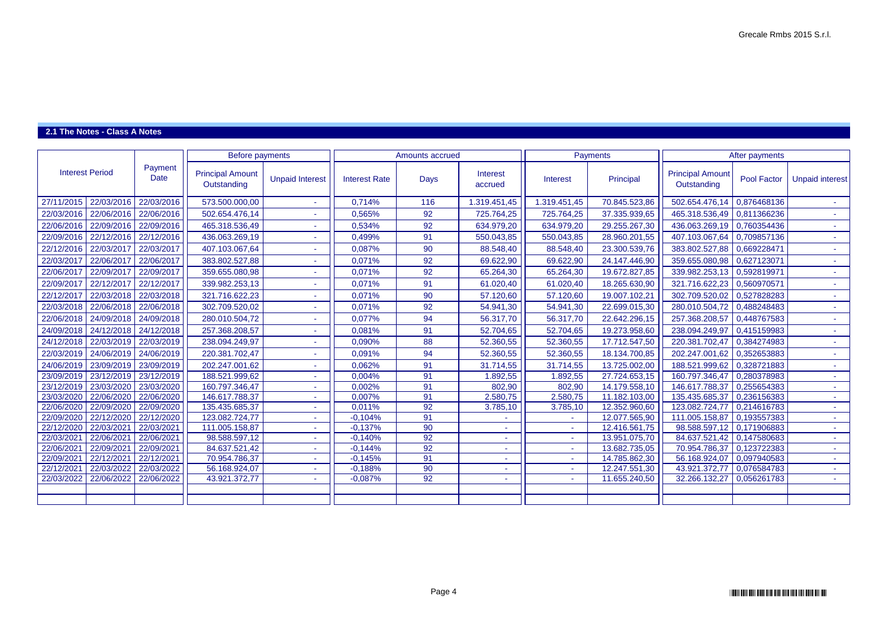## 2.1 The Notes - Class A Notes

| Interest Period | | Payment Date | Before payments | | Amounts accrued | | | Payments | | After payments | | |
|---|---|---|---|---|---|---|---|---|---|---|---|---|
| | | | Principal Amount Outstanding | Unpaid Interest | Interest Rate | Days | Interest accrued | Interest | Principal | Principal Amount Outstanding | Pool Factor | Unpaid interest |
| 27/11/2015 | 22/03/2016 | 22/03/2016 | 573.500.000,00 | - | 0,714% | 116 | 1.319.451,45 | 1.319.451,45 | 70.845.523,86 | 502.654.476,14 | 0,876468136 | - |
| 22/03/2016 | 22/06/2016 | 22/06/2016 | 502.654.476,14 | - | 0,565% | 92 | 725.764,25 | 725.764,25 | 37.335.939,65 | 465.318.536,49 | 0,811366236 | - |
| 22/06/2016 | 22/09/2016 | 22/09/2016 | 465.318.536,49 | - | 0,534% | 92 | 634.979,20 | 634.979,20 | 29.255.267,30 | 436.063.269,19 | 0,760354436 | - |
| 22/09/2016 | 22/12/2016 | 22/12/2016 | 436.063.269,19 | - | 0,499% | 91 | 550.043,85 | 550.043,85 | 28.960.201,55 | 407.103.067,64 | 0,709857136 | - |
| 22/12/2016 | 22/03/2017 | 22/03/2017 | 407.103.067,64 | - | 0,087% | 90 | 88.548,40 | 88.548,40 | 23.300.539,76 | 383.802.527,88 | 0,669228471 | - |
| 22/03/2017 | 22/06/2017 | 22/06/2017 | 383.802.527,88 | - | 0,071% | 92 | 69.622,90 | 69.622,90 | 24.147.446,90 | 359.655.080,98 | 0,627123071 | - |
| 22/06/2017 | 22/09/2017 | 22/09/2017 | 359.655.080,98 | - | 0,071% | 92 | 65.264,30 | 65.264,30 | 19.672.827,85 | 339.982.253,13 | 0,592819971 | - |
| 22/09/2017 | 22/12/2017 | 22/12/2017 | 339.982.253,13 | - | 0,071% | 91 | 61.020,40 | 61.020,40 | 18.265.630,90 | 321.716.622,23 | 0,560970571 | - |
| 22/12/2017 | 22/03/2018 | 22/03/2018 | 321.716.622,23 | - | 0,071% | 90 | 57.120,60 | 57.120,60 | 19.007.102,21 | 302.709.520,02 | 0,527828283 | - |
| 22/03/2018 | 22/06/2018 | 22/06/2018 | 302.709.520,02 | - | 0,071% | 92 | 54.941,30 | 54.941,30 | 22.699.015,30 | 280.010.504,72 | 0,488248483 | - |
| 22/06/2018 | 24/09/2018 | 24/09/2018 | 280.010.504,72 | - | 0,077% | 94 | 56.317,70 | 56.317,70 | 22.642.296,15 | 257.368.208,57 | 0,448767583 | - |
| 24/09/2018 | 24/12/2018 | 24/12/2018 | 257.368.208,57 | - | 0,081% | 91 | 52.704,65 | 52.704,65 | 19.273.958,60 | 238.094.249,97 | 0,415159983 | - |
| 24/12/2018 | 22/03/2019 | 22/03/2019 | 238.094.249,97 | - | 0,090% | 88 | 52.360,55 | 52.360,55 | 17.712.547,50 | 220.381.702,47 | 0,384274983 | - |
| 22/03/2019 | 24/06/2019 | 24/06/2019 | 220.381.702,47 | - | 0,091% | 94 | 52.360,55 | 52.360,55 | 18.134.700,85 | 202.247.001,62 | 0,352653883 | - |
| 24/06/2019 | 23/09/2019 | 23/09/2019 | 202.247.001,62 | - | 0,062% | 91 | 31.714,55 | 31.714,55 | 13.725.002,00 | 188.521.999,62 | 0,328721883 | - |
| 23/09/2019 | 23/12/2019 | 23/12/2019 | 188.521.999,62 | - | 0,004% | 91 | 1.892,55 | 1.892,55 | 27.724.653,15 | 160.797.346,47 | 0,280378983 | - |
| 23/12/2019 | 23/03/2020 | 23/03/2020 | 160.797.346,47 | - | 0,002% | 91 | 802,90 | 802,90 | 14.179.558,10 | 146.617.788,37 | 0,255654383 | - |
| 23/03/2020 | 22/06/2020 | 22/06/2020 | 146.617.788,37 | - | 0,007% | 91 | 2.580,75 | 2.580,75 | 11.182.103,00 | 135.435.685,37 | 0,236156383 | - |
| 22/06/2020 | 22/09/2020 | 22/09/2020 | 135.435.685,37 | - | 0,011% | 92 | 3.785,10 | 3.785,10 | 12.352.960,60 | 123.082.724,77 | 0,214616783 | - |
| 22/09/2020 | 22/12/2020 | 22/12/2020 | 123.082.724,77 | - | -0,104% | 91 | - | - | 12.077.565,90 | 111.005.158,87 | 0,193557383 | - |
| 22/12/2020 | 22/03/2021 | 22/03/2021 | 111.005.158,87 | - | -0,137% | 90 | - | - | 12.416.561,75 | 98.588.597,12 | 0,171906883 | - |
| 22/03/2021 | 22/06/2021 | 22/06/2021 | 98.588.597,12 | - | -0,140% | 92 | - | - | 13.951.075,70 | 84.637.521,42 | 0,147580683 | - |
| 22/06/2021 | 22/09/2021 | 22/09/2021 | 84.637.521,42 | - | -0,144% | 92 | - | - | 13.682.735,05 | 70.954.786,37 | 0,123722383 | - |
| 22/09/2021 | 22/12/2021 | 22/12/2021 | 70.954.786,37 | - | -0,145% | 91 | - | - | 14.785.862,30 | 56.168.924,07 | 0,097940583 | - |
| 22/12/2021 | 22/03/2022 | 22/03/2022 | 56.168.924,07 | - | -0,188% | 90 | - | - | 12.247.551,30 | 43.921.372,77 | 0,076584783 | - |
| 22/03/2022 | 22/06/2022 | 22/06/2022 | 43.921.372,77 | - | -0,087% | 92 | - | - | 11.655.240,50 | 32.266.132,27 | 0,056261783 | - |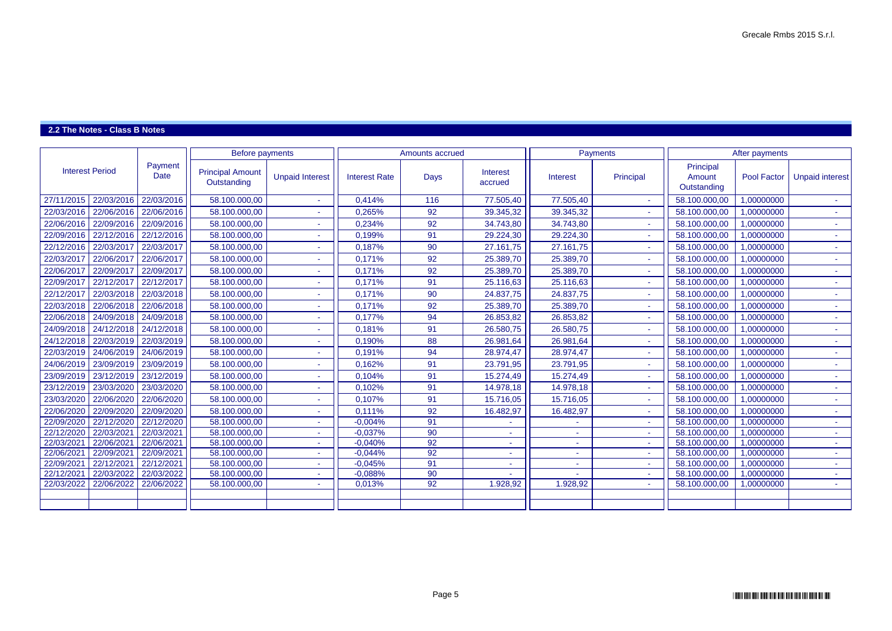## 2.2 The Notes - Class B Notes

| Interest Period | | Payment Date | Before payments | | Amounts accrued | | | Payments | | After payments | | |
|---|---|---|---|---|---|---|---|---|---|---|---|---|
| | | | Principal Amount Outstanding | Unpaid Interest | Interest Rate | Days | Interest accrued | Interest | Principal | Principal Amount Outstanding | Pool Factor | Unpaid interest |
| 27/11/2015 | 22/03/2016 | 22/03/2016 | 58.100.000,00 | - | 0,414% | 116 | 77.505,40 | 77.505,40 | - | 58.100.000,00 | 1,00000000 | - |
| 22/03/2016 | 22/06/2016 | 22/06/2016 | 58.100.000,00 | - | 0,265% | 92 | 39.345,32 | 39.345,32 | - | 58.100.000,00 | 1,00000000 | - |
| 22/06/2016 | 22/09/2016 | 22/09/2016 | 58.100.000,00 | - | 0,234% | 92 | 34.743,80 | 34.743,80 | - | 58.100.000,00 | 1,00000000 | - |
| 22/09/2016 | 22/12/2016 | 22/12/2016 | 58.100.000,00 | - | 0,199% | 91 | 29.224,30 | 29.224,30 | - | 58.100.000,00 | 1,00000000 | - |
| 22/12/2016 | 22/03/2017 | 22/03/2017 | 58.100.000,00 | - | 0,187% | 90 | 27.161,75 | 27.161,75 | - | 58.100.000,00 | 1,00000000 | - |
| 22/03/2017 | 22/06/2017 | 22/06/2017 | 58.100.000,00 | - | 0,171% | 92 | 25.389,70 | 25.389,70 | - | 58.100.000,00 | 1,00000000 | - |
| 22/06/2017 | 22/09/2017 | 22/09/2017 | 58.100.000,00 | - | 0,171% | 92 | 25.389,70 | 25.389,70 | - | 58.100.000,00 | 1,00000000 | - |
| 22/09/2017 | 22/12/2017 | 22/12/2017 | 58.100.000,00 | - | 0,171% | 91 | 25.116,63 | 25.116,63 | - | 58.100.000,00 | 1,00000000 | - |
| 22/12/2017 | 22/03/2018 | 22/03/2018 | 58.100.000,00 | - | 0,171% | 90 | 24.837,75 | 24.837,75 | - | 58.100.000,00 | 1,00000000 | - |
| 22/03/2018 | 22/06/2018 | 22/06/2018 | 58.100.000,00 | - | 0,171% | 92 | 25.389,70 | 25.389,70 | - | 58.100.000,00 | 1,00000000 | - |
| 22/06/2018 | 24/09/2018 | 24/09/2018 | 58.100.000,00 | - | 0,177% | 94 | 26.853,82 | 26.853,82 | - | 58.100.000,00 | 1,00000000 | - |
| 24/09/2018 | 24/12/2018 | 24/12/2018 | 58.100.000,00 | - | 0,181% | 91 | 26.580,75 | 26.580,75 | - | 58.100.000,00 | 1,00000000 | - |
| 24/12/2018 | 22/03/2019 | 22/03/2019 | 58.100.000,00 | - | 0,190% | 88 | 26.981,64 | 26.981,64 | - | 58.100.000,00 | 1,00000000 | - |
| 22/03/2019 | 24/06/2019 | 24/06/2019 | 58.100.000,00 | - | 0,191% | 94 | 28.974,47 | 28.974,47 | - | 58.100.000,00 | 1,00000000 | - |
| 24/06/2019 | 23/09/2019 | 23/09/2019 | 58.100.000,00 | - | 0,162% | 91 | 23.791,95 | 23.791,95 | - | 58.100.000,00 | 1,00000000 | - |
| 23/09/2019 | 23/12/2019 | 23/12/2019 | 58.100.000,00 | - | 0,104% | 91 | 15.274,49 | 15.274,49 | - | 58.100.000,00 | 1,00000000 | - |
| 23/12/2019 | 23/03/2020 | 23/03/2020 | 58.100.000,00 | - | 0,102% | 91 | 14.978,18 | 14.978,18 | - | 58.100.000,00 | 1,00000000 | - |
| 23/03/2020 | 22/06/2020 | 22/06/2020 | 58.100.000,00 | - | 0,107% | 91 | 15.716,05 | 15.716,05 | - | 58.100.000,00 | 1,00000000 | - |
| 22/06/2020 | 22/09/2020 | 22/09/2020 | 58.100.000,00 | - | 0,111% | 92 | 16.482,97 | 16.482,97 | - | 58.100.000,00 | 1,00000000 | - |
| 22/09/2020 | 22/12/2020 | 22/12/2020 | 58.100.000,00 | - | -0,004% | 91 | - | - | - | 58.100.000,00 | 1,00000000 | - |
| 22/12/2020 | 22/03/2021 | 22/03/2021 | 58.100.000,00 | - | -0,037% | 90 | - | - | - | 58.100.000,00 | 1,00000000 | - |
| 22/03/2021 | 22/06/2021 | 22/06/2021 | 58.100.000,00 | - | -0,040% | 92 | - | - | - | 58.100.000,00 | 1,00000000 | - |
| 22/06/2021 | 22/09/2021 | 22/09/2021 | 58.100.000,00 | - | -0,044% | 92 | - | - | - | 58.100.000,00 | 1,00000000 | - |
| 22/09/2021 | 22/12/2021 | 22/12/2021 | 58.100.000,00 | - | -0,045% | 91 | - | - | - | 58.100.000,00 | 1,00000000 | - |
| 22/12/2021 | 22/03/2022 | 22/03/2022 | 58.100.000,00 | - | -0,088% | 90 | - | - | - | 58.100.000,00 | 1,00000000 | - |
| 22/03/2022 | 22/06/2022 | 22/06/2022 | 58.100.000,00 | - | 0,013% | 92 | 1.928,92 | 1.928,92 | - | 58.100.000,00 | 1,00000000 | - |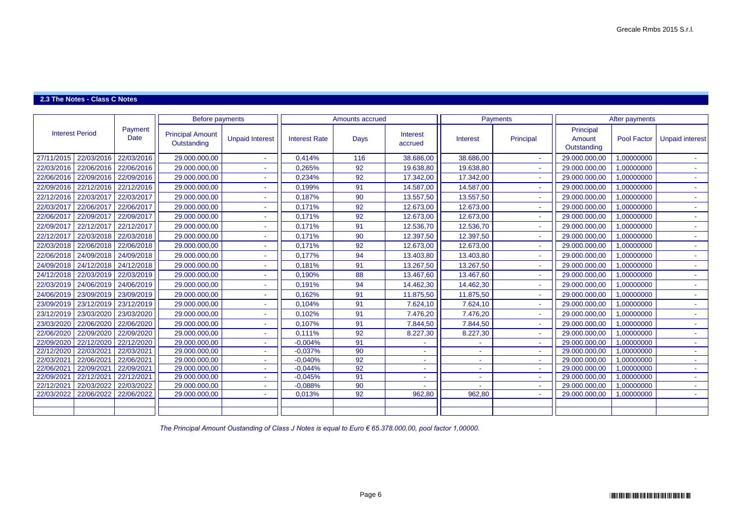## 2.3 The Notes - Class C Notes

| Interest Period | | Payment Date | Before payments | | Amounts accrued | | | Payments | | After payments | | |
|---|---|---|---|---|---|---|---|---|---|---|---|---|
| | | | Principal Amount Outstanding | Unpaid Interest | Interest Rate | Days | Interest accrued | Interest | Principal | Principal Amount Outstanding | Pool Factor | Unpaid interest |
| 27/11/2015 | 22/03/2016 | 22/03/2016 | 29.000.000,00 | - | 0,414% | 116 | 38.686,00 | 38.686,00 | - | 29.000.000,00 | 1,00000000 | - |
| 22/03/2016 | 22/06/2016 | 22/06/2016 | 29.000.000,00 | - | 0,265% | 92 | 19.638,80 | 19.638,80 | - | 29.000.000,00 | 1,00000000 | - |
| 22/06/2016 | 22/09/2016 | 22/09/2016 | 29.000.000,00 | - | 0,234% | 92 | 17.342,00 | 17.342,00 | - | 29.000.000,00 | 1,00000000 | - |
| 22/09/2016 | 22/12/2016 | 22/12/2016 | 29.000.000,00 | - | 0,199% | 91 | 14.587,00 | 14.587,00 | - | 29.000.000,00 | 1,00000000 | - |
| 22/12/2016 | 22/03/2017 | 22/03/2017 | 29.000.000,00 | - | 0,187% | 90 | 13.557,50 | 13.557,50 | - | 29.000.000,00 | 1,00000000 | - |
| 22/03/2017 | 22/06/2017 | 22/06/2017 | 29.000.000,00 | - | 0,171% | 92 | 12.673,00 | 12.673,00 | - | 29.000.000,00 | 1,00000000 | - |
| 22/06/2017 | 22/09/2017 | 22/09/2017 | 29.000.000,00 | - | 0,171% | 92 | 12.673,00 | 12.673,00 | - | 29.000.000,00 | 1,00000000 | - |
| 22/09/2017 | 22/12/2017 | 22/12/2017 | 29.000.000,00 | - | 0,171% | 91 | 12.536,70 | 12.536,70 | - | 29.000.000,00 | 1,00000000 | - |
| 22/12/2017 | 22/03/2018 | 22/03/2018 | 29.000.000,00 | - | 0,171% | 90 | 12.397,50 | 12.397,50 | - | 29.000.000,00 | 1,00000000 | - |
| 22/03/2018 | 22/06/2018 | 22/06/2018 | 29.000.000,00 | - | 0,171% | 92 | 12.673,00 | 12.673,00 | - | 29.000.000,00 | 1,00000000 | - |
| 22/06/2018 | 24/09/2018 | 24/09/2018 | 29.000.000,00 | - | 0,177% | 94 | 13.403,80 | 13.403,80 | - | 29.000.000,00 | 1,00000000 | - |
| 24/09/2018 | 24/12/2018 | 24/12/2018 | 29.000.000,00 | - | 0,181% | 91 | 13.267,50 | 13.267,50 | - | 29.000.000,00 | 1,00000000 | - |
| 24/12/2018 | 22/03/2019 | 22/03/2019 | 29.000.000,00 | - | 0,190% | 88 | 13.467,60 | 13.467,60 | - | 29.000.000,00 | 1,00000000 | - |
| 22/03/2019 | 24/06/2019 | 24/06/2019 | 29.000.000,00 | - | 0,191% | 94 | 14.462,30 | 14.462,30 | - | 29.000.000,00 | 1,00000000 | - |
| 24/06/2019 | 23/09/2019 | 23/09/2019 | 29.000.000,00 | - | 0,162% | 91 | 11.875,50 | 11.875,50 | - | 29.000.000,00 | 1,00000000 | - |
| 23/09/2019 | 23/12/2019 | 23/12/2019 | 29.000.000,00 | - | 0,104% | 91 | 7.624,10 | 7.624,10 | - | 29.000.000,00 | 1,00000000 | - |
| 23/12/2019 | 23/03/2020 | 23/03/2020 | 29.000.000,00 | - | 0,102% | 91 | 7.476,20 | 7.476,20 | - | 29.000.000,00 | 1,00000000 | - |
| 23/03/2020 | 22/06/2020 | 22/06/2020 | 29.000.000,00 | - | 0,107% | 91 | 7.844,50 | 7.844,50 | - | 29.000.000,00 | 1,00000000 | - |
| 22/06/2020 | 22/09/2020 | 22/09/2020 | 29.000.000,00 | - | 0,111% | 92 | 8.227,30 | 8.227,30 | - | 29.000.000,00 | 1,00000000 | - |
| 22/09/2020 | 22/12/2020 | 22/12/2020 | 29.000.000,00 | - | -0,004% | 91 | - | - | - | 29.000.000,00 | 1,00000000 | - |
| 22/12/2020 | 22/03/2021 | 22/03/2021 | 29.000.000,00 | - | -0,037% | 90 | - | - | - | 29.000.000,00 | 1,00000000 | - |
| 22/03/2021 | 22/06/2021 | 22/06/2021 | 29.000.000,00 | - | -0,040% | 92 | - | - | - | 29.000.000,00 | 1,00000000 | - |
| 22/06/2021 | 22/09/2021 | 22/09/2021 | 29.000.000,00 | - | -0,044% | 92 | - | - | - | 29.000.000,00 | 1,00000000 | - |
| 22/09/2021 | 22/12/2021 | 22/12/2021 | 29.000.000,00 | - | -0,045% | 91 | - | - | - | 29.000.000,00 | 1,00000000 | - |
| 22/12/2021 | 22/03/2022 | 22/03/2022 | 29.000.000,00 | - | -0,088% | 90 | - | - | - | 29.000.000,00 | 1,00000000 | - |
| 22/03/2022 | 22/06/2022 | 22/06/2022 | 29.000.000,00 | - | 0,013% | 92 | 962,80 | 962,80 | - | 29.000.000,00 | 1,00000000 | - |

*The Principal Amount Oustanding of Class J Notes is equal to Euro € 65.378.000,00, pool factor 1,00000.*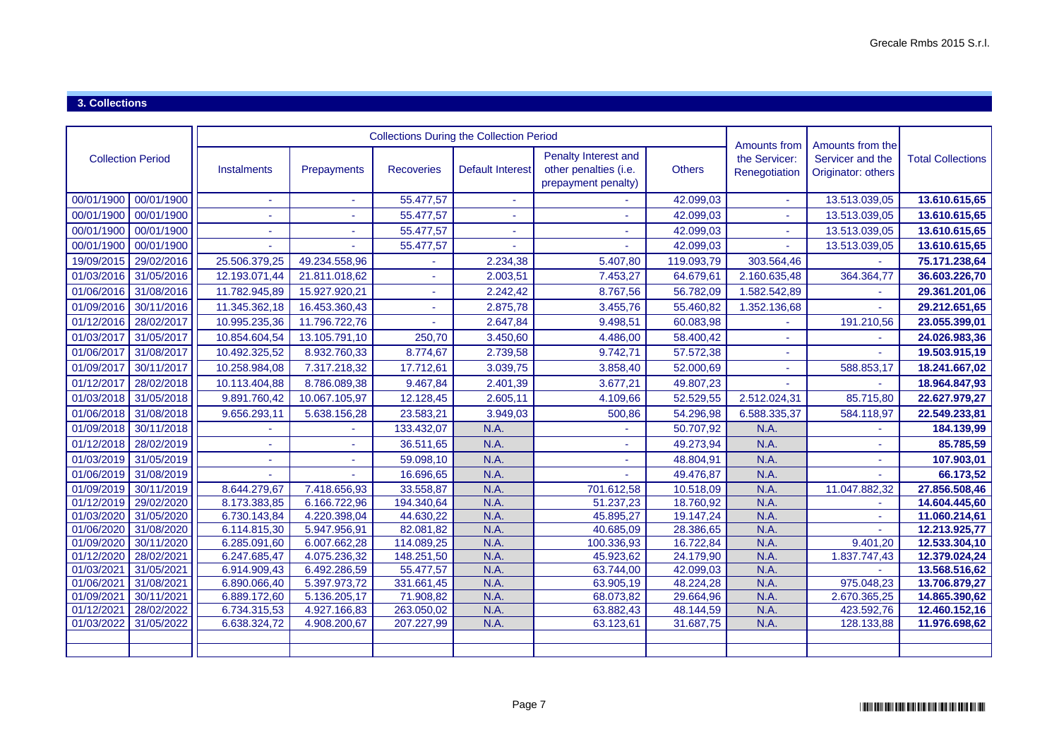## 3. Collections

| Collection Period | | Collections During the Collection Period | | | | | | Amounts from the Servicer: Renegotiation | Amounts from the Servicer and the Originator: others | Total Collections |
|---|---|---|---|---|---|---|---|---|---|---|
| | | Instalments | Prepayments | Recoveries | Default Interest | Penalty Interest and other penalties (i.e. prepayment penalty) | Others | | | |
| 00/01/1900 | 00/01/1900 | - | - | 55.477,57 | - | - | 42.099,03 | - | 13.513.039,05 | 13.610.615,65 |
| 00/01/1900 | 00/01/1900 | - | - | 55.477,57 | - | - | 42.099,03 | - | 13.513.039,05 | 13.610.615,65 |
| 00/01/1900 | 00/01/1900 | - | - | 55.477,57 | - | - | 42.099,03 | - | 13.513.039,05 | 13.610.615,65 |
| 00/01/1900 | 00/01/1900 | - | - | 55.477,57 | - | - | 42.099,03 | - | 13.513.039,05 | 13.610.615,65 |
| 19/09/2015 | 29/02/2016 | 25.506.379,25 | 49.234.558,96 | - | 2.234,38 | 5.407,80 | 119.093,79 | 303.564,46 | - | 75.171.238,64 |
| 01/03/2016 | 31/05/2016 | 12.193.071,44 | 21.811.018,62 | - | 2.003,51 | 7.453,27 | 64.679,61 | 2.160.635,48 | 364.364,77 | 36.603.226,70 |
| 01/06/2016 | 31/08/2016 | 11.782.945,89 | 15.927.920,21 | - | 2.242,42 | 8.767,56 | 56.782,09 | 1.582.542,89 | - | 29.361.201,06 |
| 01/09/2016 | 30/11/2016 | 11.345.362,18 | 16.453.360,43 | - | 2.875,78 | 3.455,76 | 55.460,82 | 1.352.136,68 | - | 29.212.651,65 |
| 01/12/2016 | 28/02/2017 | 10.995.235,36 | 11.796.722,76 | - | 2.647,84 | 9.498,51 | 60.083,98 | - | 191.210,56 | 23.055.399,01 |
| 01/03/2017 | 31/05/2017 | 10.854.604,54 | 13.105.791,10 | 250,70 | 3.450,60 | 4.486,00 | 58.400,42 | - | - | 24.026.983,36 |
| 01/06/2017 | 31/08/2017 | 10.492.325,52 | 8.932.760,33 | 8.774,67 | 2.739,58 | 9.742,71 | 57.572,38 | - | - | 19.503.915,19 |
| 01/09/2017 | 30/11/2017 | 10.258.984,08 | 7.317.218,32 | 17.712,61 | 3.039,75 | 3.858,40 | 52.000,69 | - | 588.853,17 | 18.241.667,02 |
| 01/12/2017 | 28/02/2018 | 10.113.404,88 | 8.786.089,38 | 9.467,84 | 2.401,39 | 3.677,21 | 49.807,23 | - | - | 18.964.847,93 |
| 01/03/2018 | 31/05/2018 | 9.891.760,42 | 10.067.105,97 | 12.128,45 | 2.605,11 | 4.109,66 | 52.529,55 | 2.512.024,31 | 85.715,80 | 22.627.979,27 |
| 01/06/2018 | 31/08/2018 | 9.656.293,11 | 5.638.156,28 | 23.583,21 | 3.949,03 | 500,86 | 54.296,98 | 6.588.335,37 | 584.118,97 | 22.549.233,81 |
| 01/09/2018 | 30/11/2018 | - | - | 133.432,07 | N.A. | - | 50.707,92 | N.A. | - | 184.139,99 |
| 01/12/2018 | 28/02/2019 | - | - | 36.511,65 | N.A. | - | 49.273,94 | N.A. | - | 85.785,59 |
| 01/03/2019 | 31/05/2019 | - | - | 59.098,10 | N.A. | - | 48.804,91 | N.A. | - | 107.903,01 |
| 01/06/2019 | 31/08/2019 | - | - | 16.696,65 | N.A. | - | 49.476,87 | N.A. | - | 66.173,52 |
| 01/09/2019 | 30/11/2019 | 8.644.279,67 | 7.418.656,93 | 33.558,87 | N.A. | 701.612,58 | 10.518,09 | N.A. | 11.047.882,32 | 27.856.508,46 |
| 01/12/2019 | 29/02/2020 | 8.173.383,85 | 6.166.722,96 | 194.340,64 | N.A. | 51.237,23 | 18.760,92 | N.A. | - | 14.604.445,60 |
| 01/03/2020 | 31/05/2020 | 6.730.143,84 | 4.220.398,04 | 44.630,22 | N.A. | 45.895,27 | 19.147,24 | N.A. | - | 11.060.214,61 |
| 01/06/2020 | 31/08/2020 | 6.114.815,30 | 5.947.956,91 | 82.081,82 | N.A. | 40.685,09 | 28.386,65 | N.A. | - | 12.213.925,77 |
| 01/09/2020 | 30/11/2020 | 6.285.091,60 | 6.007.662,28 | 114.089,25 | N.A. | 100.336,93 | 16.722,84 | N.A. | 9.401,20 | 12.533.304,10 |
| 01/12/2020 | 28/02/2021 | 6.247.685,47 | 4.075.236,32 | 148.251,50 | N.A. | 45.923,62 | 24.179,90 | N.A. | 1.837.747,43 | 12.379.024,24 |
| 01/03/2021 | 31/05/2021 | 6.914.909,43 | 6.492.286,59 | 55.477,57 | N.A. | 63.744,00 | 42.099,03 | N.A. | - | 13.568.516,62 |
| 01/06/2021 | 31/08/2021 | 6.890.066,40 | 5.397.973,72 | 331.661,45 | N.A. | 63.905,19 | 48.224,28 | N.A. | 975.048,23 | 13.706.879,27 |
| 01/09/2021 | 30/11/2021 | 6.889.172,60 | 5.136.205,17 | 71.908,82 | N.A. | 68.073,82 | 29.664,96 | N.A. | 2.670.365,25 | 14.865.390,62 |
| 01/12/2021 | 28/02/2022 | 6.734.315,53 | 4.927.166,83 | 263.050,02 | N.A. | 63.882,43 | 48.144,59 | N.A. | 423.592,76 | 12.460.152,16 |
| 01/03/2022 | 31/05/2022 | 6.638.324,72 | 4.908.200,67 | 207.227,99 | N.A. | 63.123,61 | 31.687,75 | N.A. | 128.133,88 | 11.976.698,62 |
| | | | | | | | | | | |
| | | | | | | | | | | |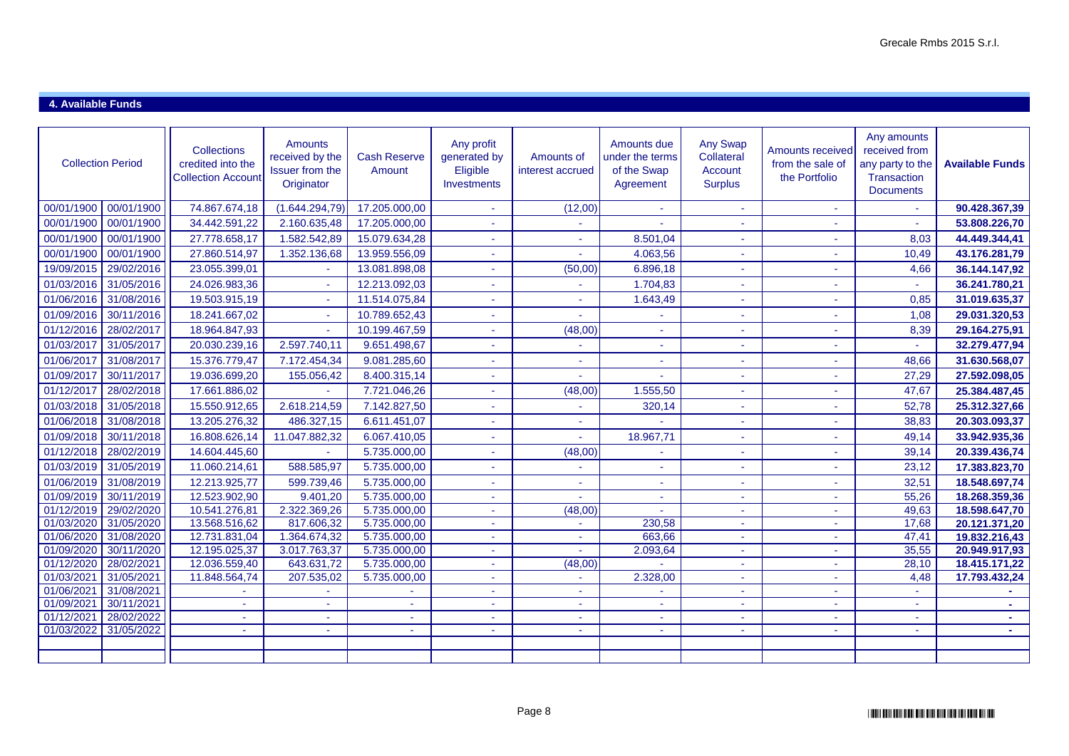## 4. Available Funds

| Collection Period | | Collections credited into the Collection Account | Amounts received by the Issuer from the Originator | Cash Reserve Amount | Any profit generated by Eligible Investments | Amounts of interest accrued | Amounts due under the terms of the Swap Agreement | Any Swap Collateral Account Surplus | Amounts received from the sale of the Portfolio | Any amounts received from any party to the Transaction Documents | Available Funds |
|---|---|---|---|---|---|---|---|---|---|---|---|
| 00/01/1900 | 00/01/1900 | 74.867.674,18 | (1.644.294,79) | 17.205.000,00 | - | (12,00) | - | - | - | - | **90.428.367,39** |
| 00/01/1900 | 00/01/1900 | 34.442.591,22 | 2.160.635,48 | 17.205.000,00 | - | - | - | - | - | - | **53.808.226,70** |
| 00/01/1900 | 00/01/1900 | 27.778.658,17 | 1.582.542,89 | 15.079.634,28 | - | - | 8.501,04 | - | - | 8,03 | **44.449.344,41** |
| 00/01/1900 | 00/01/1900 | 27.860.514,97 | 1.352.136,68 | 13.959.556,09 | - | - | 4.063,56 | - | - | 10,49 | **43.176.281,79** |
| 19/09/2015 | 29/02/2016 | 23.055.399,01 | - | 13.081.898,08 | - | (50,00) | 6.896,18 | - | - | 4,66 | **36.144.147,92** |
| 01/03/2016 | 31/05/2016 | 24.026.983,36 | - | 12.213.092,03 | - | - | 1.704,83 | - | - | - | **36.241.780,21** |
| 01/06/2016 | 31/08/2016 | 19.503.915,19 | - | 11.514.075,84 | - | - | 1.643,49 | - | - | 0,85 | **31.019.635,37** |
| 01/09/2016 | 30/11/2016 | 18.241.667,02 | - | 10.789.652,43 | - | - | - | - | - | 1,08 | **29.031.320,53** |
| 01/12/2016 | 28/02/2017 | 18.964.847,93 | - | 10.199.467,59 | - | (48,00) | - | - | - | 8,39 | **29.164.275,91** |
| 01/03/2017 | 31/05/2017 | 20.030.239,16 | 2.597.740,11 | 9.651.498,67 | - | - | - | - | - | - | **32.279.477,94** |
| 01/06/2017 | 31/08/2017 | 15.376.779,47 | 7.172.454,34 | 9.081.285,60 | - | - | - | - | - | 48,66 | **31.630.568,07** |
| 01/09/2017 | 30/11/2017 | 19.036.699,20 | 155.056,42 | 8.400.315,14 | - | - | - | - | - | 27,29 | **27.592.098,05** |
| 01/12/2017 | 28/02/2018 | 17.661.886,02 | - | 7.721.046,26 | - | (48,00) | 1.555,50 | - | - | 47,67 | **25.384.487,45** |
| 01/03/2018 | 31/05/2018 | 15.550.912,65 | 2.618.214,59 | 7.142.827,50 | - | - | 320,14 | - | - | 52,78 | **25.312.327,66** |
| 01/06/2018 | 31/08/2018 | 13.205.276,32 | 486.327,15 | 6.611.451,07 | - | - | - | - | - | 38,83 | **20.303.093,37** |
| 01/09/2018 | 30/11/2018 | 16.808.626,14 | 11.047.882,32 | 6.067.410,05 | - | - | 18.967,71 | - | - | 49,14 | **33.942.935,36** |
| 01/12/2018 | 28/02/2019 | 14.604.445,60 | - | 5.735.000,00 | - | (48,00) | - | - | - | 39,14 | **20.339.436,74** |
| 01/03/2019 | 31/05/2019 | 11.060.214,61 | 588.585,97 | 5.735.000,00 | - | - | - | - | - | 23,12 | **17.383.823,70** |
| 01/06/2019 | 31/08/2019 | 12.213.925,77 | 599.739,46 | 5.735.000,00 | - | - | - | - | - | 32,51 | **18.548.697,74** |
| 01/09/2019 | 30/11/2019 | 12.523.902,90 | 9.401,20 | 5.735.000,00 | - | - | - | - | - | 55,26 | **18.268.359,36** |
| 01/12/2019 | 29/02/2020 | 10.541.276,81 | 2.322.369,26 | 5.735.000,00 | - | (48,00) | - | - | - | 49,63 | **18.598.647,70** |
| 01/03/2020 | 31/05/2020 | 13.568.516,62 | 817.606,32 | 5.735.000,00 | - | - | 230,58 | - | - | 17,68 | **20.121.371,20** |
| 01/06/2020 | 31/08/2020 | 12.731.831,04 | 1.364.674,32 | 5.735.000,00 | - | - | 663,66 | - | - | 47,41 | **19.832.216,43** |
| 01/09/2020 | 30/11/2020 | 12.195.025,37 | 3.017.763,37 | 5.735.000,00 | - | - | 2.093,64 | - | - | 35,55 | **20.949.917,93** |
| 01/12/2020 | 28/02/2021 | 12.036.559,40 | 643.631,72 | 5.735.000,00 | - | (48,00) | - | - | - | 28,10 | **18.415.171,22** |
| 01/03/2021 | 31/05/2021 | 11.848.564,74 | 207.535,02 | 5.735.000,00 | - | - | 2.328,00 | - | - | 4,48 | **17.793.432,24** |
| 01/06/2021 | 31/08/2021 | - | - | - | - | - | - | - | - | - | **-** |
| 01/09/2021 | 30/11/2021 | - | - | - | - | - | - | - | - | - | **-** |
| 01/12/2021 | 28/02/2022 | - | - | - | - | - | - | - | - | - | **-** |
| 01/03/2022 | 31/05/2022 | - | - | - | - | - | - | - | - | - | **-** |
| | | | | | | | | | | | |
| | | | | | | | | | | | |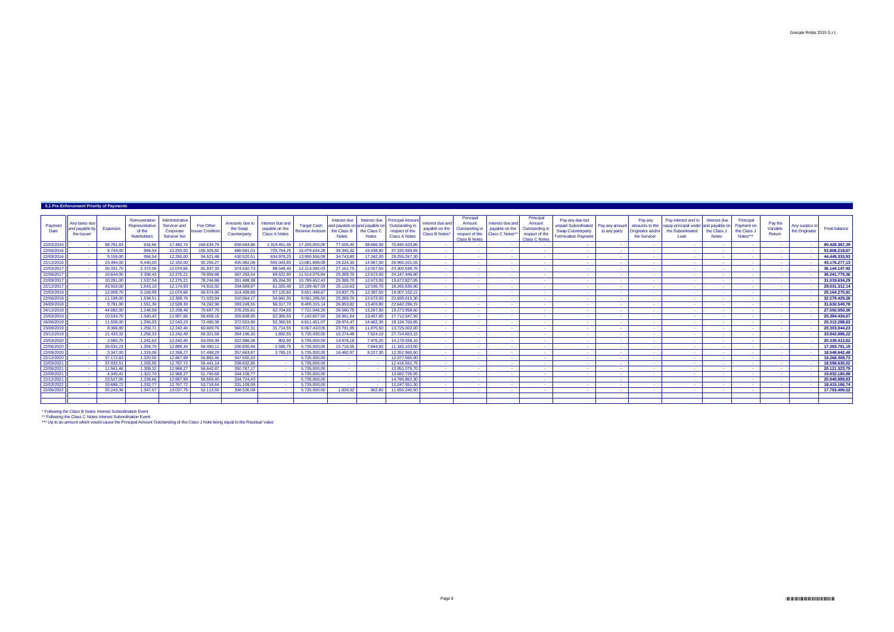## 5.1 Pre-Enforcement Priority of Payments

| Payment Date | Any taxes due and payable by the Issuer | Expenses | Remuneration Representative of the Noteholders | Administrative Servicer and Corporate Servicer fee | Fee Other Issuer Creditors | Amounts due to the Swap Counterparty | Interest due and payable on the Class A Notes | Target Cash Reserve Amount | Interest due and payable on the Class B Notes | Interest due and payable on the Class C Notes | Principal Amount Outstanding in respect of the Class A Notes | Interest due and payable on the Class B Notes* | Principal Amount Outstanding in respect of the Class B Notes | Interest due and payable on the Class C Notes** | Principal Amount Outstanding in respect of the Class C Notes | Pay any due but unpaid Subordinated Swap Counterparty Termination Payment | Pay any amount to any party | Pay any amounts to the Originator and/or the Servicer | Pay interest and to repay principal under the Subordinated Loan | Interest due and payable on the Class J Notes | Principal Payment on the Class J Notes*** | Pay the Variable Return | Any surplus to the Originator | Final balance |
|---|---|---|---|---|---|---|---|---|---|---|---|---|---|---|---|---|---|---|---|---|---|---|---|---|
| 22/03/2016 | - | 98.781,63 | 616,66 | 17.482,74 | 166.634,79 | 658.684,86 | 1.319.451,45 | 17.205.000,00 | 77.505,40 | 38.686,00 | 70.845.523,86 | - | - | - | - | - | - | - | - | - | - | - | - | 90.428.367,39 |
| 22/06/2016 | - | 8.744,00 | 994,54 | 12.250,00 | 105.326,82 | 480.581,01 | 725.764,25 | 15.079.634,28 | 39.345,32 | 19.638,80 | 37.335.939,65 | - | - | - | - | - | - | - | - | - | - | - | - | 53.808.218,67 |
| 22/09/2016 | - | 9.159,00 | 994,54 | 12.250,00 | 94.521,48 | 430.520,51 | 634.979,20 | 13.959.556,09 | 34.743,80 | 17.342,00 | 29.255.267,30 | - | - | - | - | - | - | - | - | - | - | - | - | 44.449.333,93 |
| 22/12/2016 | - | 23.494,00 | 6.440,00 | 12.150,00 | 92.256,27 | 405.982,08 | 550.043,85 | 13.081.898,08 | 29.224,30 | 14.587,00 | 28.960.201,55 | - | - | - | - | - | - | - | - | - | - | - | - | 43.176.277,13 |
| 22/03/2017 | - | 30.331,70 | 2.372,06 | 12.074,66 | 81.937,33 | 374.532,73 | 88.548,40 | 12.213.092,03 | 27.161,75 | 13.557,50 | 23.300.539,76 | - | - | - | - | - | - | - | - | - | - | - | - | 36.144.147,92 |
| 22/06/2017 | - | 10.644,00 | 2.398,42 | 12.275,21 | 79.959,86 | 367.293,54 | 69.622,90 | 11.514.075,84 | 25.389,70 | 12.673,00 | 24.147.446,90 | - | - | - | - | - | - | - | - | - | - | - | - | 36.241.779,36 |
| 22/09/2017 | - | 10.281,00 | 1.537,54 | 12.275,21 | 78.244,88 | 351.488,38 | 65.264,30 | 10.789.652,43 | 25.389,70 | 12.673,00 | 19.672.827,85 | - | - | - | - | - | - | - | - | - | - | - | - | 31.019.634,29 |
| 22/12/2017 | - | 43.916,00 | 1.543,10 | 12.174,93 | 74.915,92 | 334.989,97 | 61.020,40 | 10.199.467,59 | 25.116,63 | 12.536,70 | 18.265.630,90 | - | - | - | - | - | - | - | - | - | - | - | - | 29.031.312,14 |
| 22/03/2018 | - | 12.909,70 | 5.159,99 | 12.074,66 | 66.674,95 | 314.499,89 | 57.120,60 | 9.651.498,67 | 24.837,75 | 12.397,50 | 19.007.102,21 | - | - | - | - | - | - | - | - | - | - | - | - | 29.164.275,91 |
| 22/06/2018 | - | 11.196,00 | 1.534,51 | 12.308,76 | 71.020,94 | 310.064,17 | 54.941,30 | 9.081.285,60 | 25.389,70 | 12.673,00 | 22.699.015,30 | - | - | - | - | - | - | - | - | - | - | - | - | 32.279.429,28 |
| 24/09/2018 | - | 9.781,00 | 1.551,36 | 12.509,30 | 74.262,96 | 393.249,55 | 56.317,70 | 8.400.315,14 | 26.853,82 | 13.403,80 | 22.642.296,15 | - | - | - | - | - | - | - | - | - | - | - | - | 31.630.540,78 |
| 24/12/2018 | - | 44.082,00 | 1.248,58 | 12.208,48 | 70.697,75 | 376.255,81 | 52.704,65 | 7.721.046,26 | 26.580,75 | 13.267,50 | 19.273.958,60 | - | - | - | - | - | - | - | - | - | - | - | - | 27.592.050,38 |
| 22/03/2019 | - | 10.534,70 | 1.540,42 | 11.907,66 | 56.608,15 | 355.658,95 | 52.360,55 | 7.142.827,50 | 26.981,64 | 13.467,60 | 17.712.547,50 | - | - | - | - | - | - | - | - | - | - | - | - | 25.384.434,67 |
| 24/06/2019 | - | 11.506,00 | 1.246,03 | 12.543,23 | 72.490,38 | 372.553,95 | 52.360,55 | 6.611.451,07 | 28.974,47 | 14.462,30 | 18.134.700,85 | - | - | - | - | - | - | - | - | - | - | - | - | 25.312.288,83 |
| 23/09/2019 | - | 8.366,00 | 1.259,71 | 12.242,40 | 60.809,76 | 360.572,31 | 31.714,55 | 6.067.410,05 | 23.791,95 | 11.875,50 | 13.725.002,00 | - | - | - | - | - | - | - | - | - | - | - | - | 20.303.044,23 |
| 23/12/2019 | - | 21.433,32 | 1.258,33 | 12.242,40 | 69.321,58 | 354.196,30 | 1.892,55 | 5.735.000,00 | 15.274,49 | 7.624,10 | 27.724.653,15 | - | - | - | - | - | - | - | - | - | - | - | - | 33.942.896,22 |
| 23/03/2020 | - | 2.065,75 | 1.242,62 | 12.242,40 | 63.059,39 | 322.988,08 | 802,90 | 5.735.000,00 | 14.978,18 | 7.476,20 | 14.179.558,10 | - | - | - | - | - | - | - | - | - | - | - | - | 20.339.413,62 |
| 22/06/2020 | - | 39.032,23 | 1.304,75 | 12.889,34 | 56.490,11 | 330.830,46 | 2.580,75 | 5.735.000,00 | 15.716,05 | 7.844,50 | 11.182.103,00 | - | - | - | - | - | - | - | - | - | - | - | - | 17.383.791,19 |
| 22/09/2020 | - | 3.347,00 | 1.319,08 | 12.358,27 | 57.498,29 | 357.663,87 | 3.785,10 | 5.735.000,00 | 16.482,97 | 8.227,30 | 12.352.960,60 | - | - | - | - | - | - | - | - | - | - | - | - | 18.548.642,48 |
| 22/12/2020 | - | 37.172,63 | 1.320,55 | 12.867,99 | 56.882,46 | 347.500,20 | - | 5.735.000,00 | - | - | 12.077.565,90 | - | - | - | - | - | - | - | - | - | - | - | - | 18.268.309,73 |
| 22/03/2021 | - | 37.932,51 | 1.293,95 | 12.767,72 | 56.441,14 | 338.632,95 | - | 5.735.000,00 | - | - | 12.416.561,75 | - | - | - | - | - | - | - | - | - | - | - | - | 18.598.630,02 |
| 22/06/2021 | - | 11.561,46 | 1.308,32 | 12.968,27 | 58.642,87 | 350.767,17 | - | 5.735.000,00 | - | - | 13.951.075,70 | - | - | - | - | - | - | - | - | - | - | - | - | 20.121.323,79 |
| 22/09/2021 | - | 4.345,41 | 1.322,70 | 12.968,27 | 51.700,68 | 344.108,77 | - | 5.735.000,00 | - | - | 13.682.735,05 | - | - | - | - | - | - | - | - | - | - | - | - | 19.832.180,88 |
| 22/12/2021 | - | 23.527,05 | 1.338,66 | 12.867,99 | 56.569,40 | 334.724,43 | - | 5.735.000,00 | - | - | 14.785.862,30 | - | - | - | - | - | - | - | - | - | - | - | - | 20.949.889,83 |
| 22/03/2022 | - | 33.686,72 | 1.332,77 | 12.767,72 | 53.718,64 | 331.109,59 | - | 5.735.000,00 | - | - | 12.247.551,30 | - | - | - | - | - | - | - | - | - | - | - | - | 18.415.166,74 |
| 22/06/2022 | - | 25.243,36 | 1.347,57 | 13.027,79 | 52.113,50 | 308.536,08 | - | 5.735.000,00 | 1.928,92 | 962,80 | 11.655.240,50 | - | - | - | - | - | - | - | - | - | - | - | - | 17.793.400,52 |

\* Following the Class B Notes Interest Subordination Event

\*\* Following the Class C Notes Interest Subordination Event

\*\*\* Up to an amount which would cause the Principal Amount Outstanding of the Class J Note being equal to the Residual Value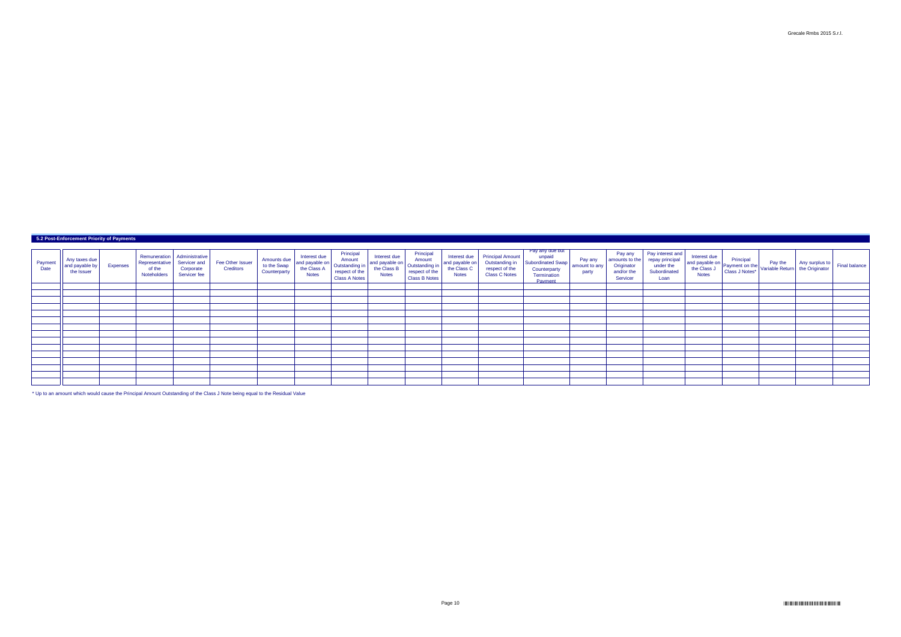### 5.2 Post-Enforcement Priority of Payments

| Payment Date | Any taxes due and payable by the Issuer | Expenses | Remuneration Representative of the Noteholders | Administrative Servicer and Corporate Servicer fee | Fee Other Issuer Creditors | Amounts due to the Swap Counterparty | Interest due and payable on the Class A Notes | Principal Amount Outstanding in respect of the Class A Notes | Interest due and payable on the Class B Notes | Principal Amount Outstanding in respect of the Class B Notes | Interest due and payable on the Class C Notes | Principal Amount Outstanding in respect of the Class C Notes | Pay any due but unpaid Subordinated Swap Counterparty Termination Payment | Pay any amount to any party | Pay any amounts to the Originator and/or the Servicer | Pay interest and repay principal under the Subordinated Loan | Interest due and payable on the Class J Notes | Principal Payment on the Class J Notes* | Pay the Variable Return | Any surplus to the Originator | Final balance |
|---|---|---|---|---|---|---|---|---|---|---|---|---|---|---|---|---|---|---|---|---|---|
| | | | | | | | | | | | | | | | | | | | | | |
| | | | | | | | | | | | | | | | | | | | | | |
| | | | | | | | | | | | | | | | | | | | | | |
| | | | | | | | | | | | | | | | | | | | | | |
| | | | | | | | | | | | | | | | | | | | | | |
| | | | | | | | | | | | | | | | | | | | | | |
| | | | | | | | | | | | | | | | | | | | | | |
| | | | | | | | | | | | | | | | | | | | | | |
| | | | | | | | | | | | | | | | | | | | | | |
| | | | | | | | | | | | | | | | | | | | | | |
| | | | | | | | | | | | | | | | | | | | | | |
| | | | | | | | | | | | | | | | | | | | | | |
| | | | | | | | | | | | | | | | | | | | | | |
| | | | | | | | | | | | | | | | | | | | | | |

\* Up to an amount which would cause the Principal Amount Outstanding of the Class J Note being equal to the Residual Value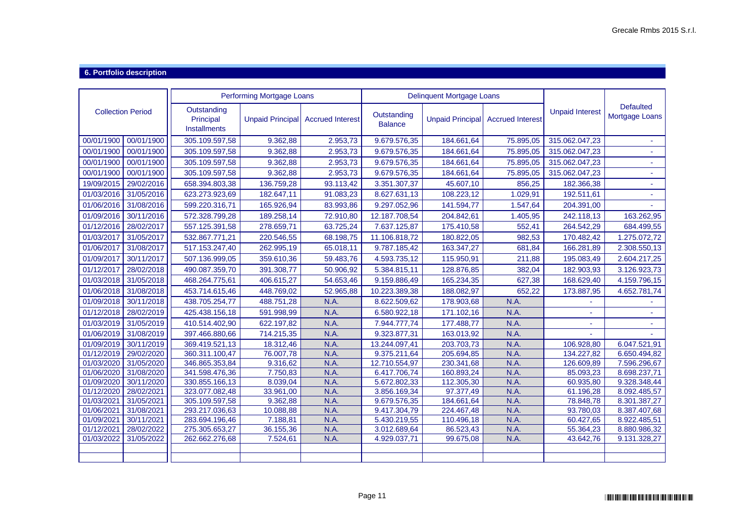## 6. Portfolio description

| Collection Period | | Performing Mortgage Loans | | | Delinquent Mortgage Loans | | | Unpaid Interest | Defaulted Mortgage Loans |
|---|---|---|---|---|---|---|---|---|---|
| | | Outstanding Principal Installments | Unpaid Principal | Accrued Interest | Outstanding Balance | Unpaid Principal | Accrued Interest | | |
| 00/01/1900 | 00/01/1900 | 305.109.597,58 | 9.362,88 | 2.953,73 | 9.679.576,35 | 184.661,64 | 75.895,05 | 315.062.047,23 | - |
| 00/01/1900 | 00/01/1900 | 305.109.597,58 | 9.362,88 | 2.953,73 | 9.679.576,35 | 184.661,64 | 75.895,05 | 315.062.047,23 | - |
| 00/01/1900 | 00/01/1900 | 305.109.597,58 | 9.362,88 | 2.953,73 | 9.679.576,35 | 184.661,64 | 75.895,05 | 315.062.047,23 | - |
| 00/01/1900 | 00/01/1900 | 305.109.597,58 | 9.362,88 | 2.953,73 | 9.679.576,35 | 184.661,64 | 75.895,05 | 315.062.047,23 | - |
| 19/09/2015 | 29/02/2016 | 658.394.803,38 | 136.759,28 | 93.113,42 | 3.351.307,37 | 45.607,10 | 856,25 | 182.366,38 | - |
| 01/03/2016 | 31/05/2016 | 623.273.923,69 | 182.647,11 | 91.083,23 | 8.627.631,13 | 108.223,12 | 1.029,91 | 192.511,61 | - |
| 01/06/2016 | 31/08/2016 | 599.220.316,71 | 165.926,94 | 83.993,86 | 9.297.052,96 | 141.594,77 | 1.547,64 | 204.391,00 | - |
| 01/09/2016 | 30/11/2016 | 572.328.799,28 | 189.258,14 | 72.910,80 | 12.187.708,54 | 204.842,61 | 1.405,95 | 242.118,13 | 163.262,95 |
| 01/12/2016 | 28/02/2017 | 557.125.391,58 | 278.659,71 | 63.725,24 | 7.637.125,87 | 175.410,58 | 552,41 | 264.542,29 | 684.499,55 |
| 01/03/2017 | 31/05/2017 | 532.867.771,21 | 220.546,55 | 68.198,75 | 11.106.818,72 | 180.822,05 | 982,53 | 170.482,42 | 1.275.072,72 |
| 01/06/2017 | 31/08/2017 | 517.153.247,40 | 262.995,19 | 65.018,11 | 9.787.185,42 | 163.347,27 | 681,84 | 166.281,89 | 2.308.550,13 |
| 01/09/2017 | 30/11/2017 | 507.136.999,05 | 359.610,36 | 59.483,76 | 4.593.735,12 | 115.950,91 | 211,88 | 195.083,49 | 2.604.217,25 |
| 01/12/2017 | 28/02/2018 | 490.087.359,70 | 391.308,77 | 50.906,92 | 5.384.815,11 | 128.876,85 | 382,04 | 182.903,93 | 3.126.923,73 |
| 01/03/2018 | 31/05/2018 | 468.264.775,61 | 406.615,27 | 54.653,46 | 9.159.886,49 | 165.234,35 | 627,38 | 168.629,40 | 4.159.796,15 |
| 01/06/2018 | 31/08/2018 | 453.714.615,46 | 448.769,02 | 52.965,88 | 10.223.389,38 | 188.082,97 | 652,22 | 173.887,95 | 4.652.781,74 |
| 01/09/2018 | 30/11/2018 | 438.705.254,77 | 488.751,28 | N.A. | 8.622.509,62 | 178.903,68 | N.A. | - | - |
| 01/12/2018 | 28/02/2019 | 425.438.156,18 | 591.998,99 | N.A. | 6.580.922,18 | 171.102,16 | N.A. | - | - |
| 01/03/2019 | 31/05/2019 | 410.514.402,90 | 622.197,82 | N.A. | 7.944.777,74 | 177.488,77 | N.A. | - | - |
| 01/06/2019 | 31/08/2019 | 397.466.880,66 | 714.215,35 | N.A. | 9.323.877,31 | 163.013,92 | N.A. | - | - |
| 01/09/2019 | 30/11/2019 | 369.419.521,13 | 18.312,46 | N.A. | 13.244.097,41 | 203.703,73 | N.A. | 106.928,80 | 6.047.521,91 |
| 01/12/2019 | 29/02/2020 | 360.311.100,47 | 76.007,78 | N.A. | 9.375.211,64 | 205.694,85 | N.A. | 134.227,82 | 6.650.494,82 |
| 01/03/2020 | 31/05/2020 | 346.865.353,84 | 9.316,62 | N.A. | 12.710.554,97 | 230.341,68 | N.A. | 126.609,89 | 7.596.296,67 |
| 01/06/2020 | 31/08/2020 | 341.598.476,36 | 7.750,83 | N.A. | 6.417.706,74 | 160.893,24 | N.A. | 85.093,23 | 8.698.237,71 |
| 01/09/2020 | 30/11/2020 | 330.855.166,13 | 8.039,04 | N.A. | 5.672.802,33 | 112.305,30 | N.A. | 60.935,80 | 9.328.348,44 |
| 01/12/2020 | 28/02/2021 | 323.077.082,48 | 33.961,00 | N.A. | 3.856.169,34 | 97.377,49 | N.A. | 61.196,28 | 8.092.485,57 |
| 01/03/2021 | 31/05/2021 | 305.109.597,58 | 9.362,88 | N.A. | 9.679.576,35 | 184.661,64 | N.A. | 78.848,78 | 8.301.387,27 |
| 01/06/2021 | 31/08/2021 | 293.217.036,63 | 10.088,88 | N.A. | 9.417.304,79 | 224.467,48 | N.A. | 93.780,03 | 8.387.407,68 |
| 01/09/2021 | 30/11/2021 | 283.694.196,46 | 7.188,81 | N.A. | 5.430.219,55 | 110.496,18 | N.A. | 60.427,65 | 8.922.485,51 |
| 01/12/2021 | 28/02/2022 | 275.305.653,27 | 36.155,36 | N.A. | 3.012.689,64 | 86.523,43 | N.A. | 55.364,23 | 8.880.986,32 |
| 01/03/2022 | 31/05/2022 | 262.662.276,68 | 7.524,61 | N.A. | 4.929.037,71 | 99.675,08 | N.A. | 43.642,76 | 9.131.328,27 |
| | | | | | | | | | |
| | | | | | | | | | |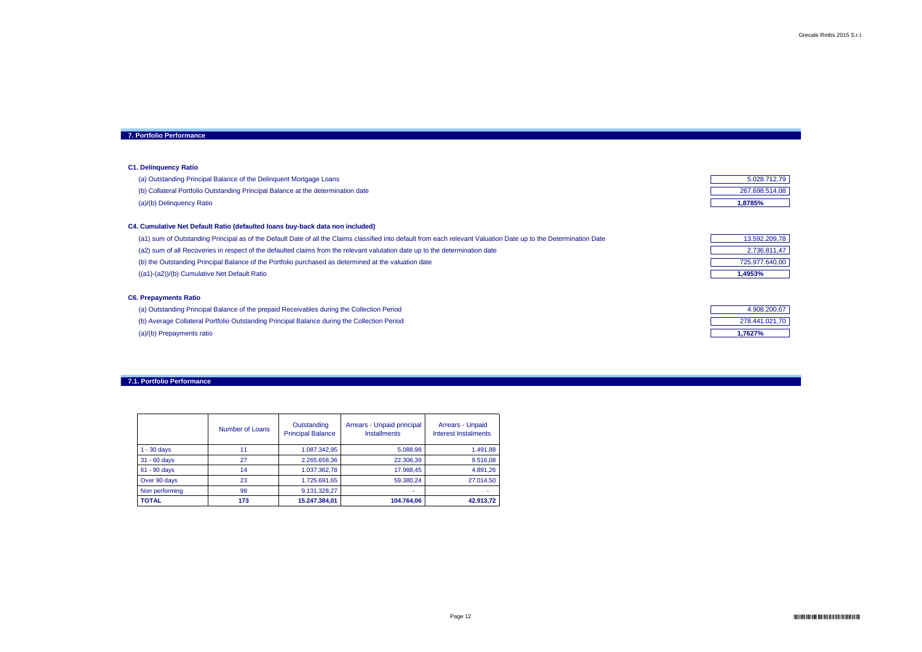## 7. Portfolio Performance

### C1. Delinquency Ratio

| | |
|---|---|
| (a) Outstanding Principal Balance of the Delinquent Mortgage Loans | 5.028.712,79 |
| (b) Collateral Portfolio Outstanding Principal Balance at the determination date | 267.698.514,08 |
| (a)/(b) Delinquency Ratio | **1,8785%** |

### C4. Cumulative Net Default Ratio (defaulted loans buy-back data non included)

| | |
|---|---|
| (a1) sum of Outstanding Principal as of the Default Date of all the Claims classified into default from each relevant Valuation Date up to the Determination Date | 13.592.209,78 |
| (a2) sum of all Recoveries in respect of the defaulted claims from the relevant valutation date up to the determination date | 2.736.811,47 |
| (b) the Outstanding Principal Balance of the Portfolio purchased as determined at the valuation date | 725.977.640,00 |
| ((a1)-(a2))/(b) Cumulative Net Default Ratio | **1,4953%** |

### C6. Prepayments Ratio

| | |
|---|---|
| (a) Outstanding Principal Balance of the prepaid Receivables during the Collection Period | 4.908.200,67 |
| (b) Average Collateral Portfolio Outstanding Principal Balance during the Collection Period | 278.441.021,70 |
| (a)/(b) Prepayments ratio | **1,7627%** |

## 7.1. Portfolio Performance

| | Number of Loans | Outstanding Principal Balance | Arrears - Unpaid principal Installments | Arrears - Unpaid Interest Instalments |
|---|---|---|---|---|
| 1 - 30 days | 11 | 1.087.342,95 | 5.088,98 | 1.491,88 |
| 31 - 60 days | 27 | 2.265.658,36 | 22.306,39 | 9.516,08 |
| 61 - 90 days | 14 | 1.037.362,78 | 17.988,45 | 4.891,26 |
| Over 90 days | 23 | 1.725.691,65 | 59.380,24 | 27.014,50 |
| Non performing | 98 | 9.131.328,27 | - | - |
| **TOTAL** | **173** | **15.247.384,01** | **104.764,06** | **42.913,72** |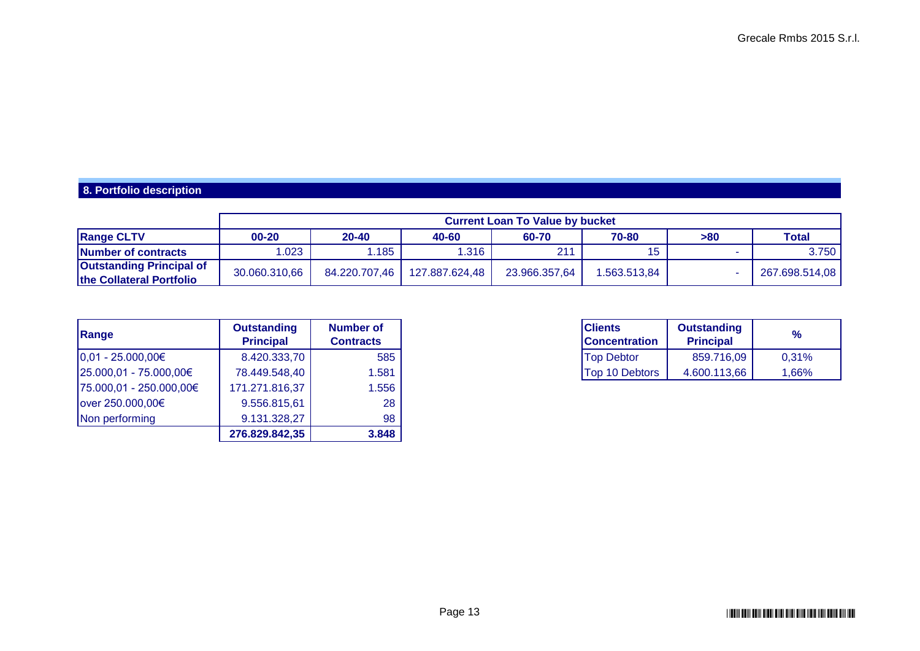## 8. Portfolio description

| | Current Loan To Value by bucket | | | | | | |
|---|---|---|---|---|---|---|---|
| **Range CLTV** | **00-20** | **20-40** | **40-60** | **60-70** | **70-80** | **>80** | **Total** |
| **Number of contracts** | 1.023 | 1.185 | 1.316 | 211 | 15 | - | 3.750 |
| **Outstanding Principal of the Collateral Portfolio** | 30.060.310,66 | 84.220.707,46 | 127.887.624,48 | 23.966.357,64 | 1.563.513,84 | - | 267.698.514,08 |

| Range | Outstanding Principal | Number of Contracts |
|---|---|---|
| 0,01 - 25.000,00€ | 8.420.333,70 | 585 |
| 25.000,01 - 75.000,00€ | 78.449.548,40 | 1.581 |
| 75.000,01 - 250.000,00€ | 171.271.816,37 | 1.556 |
| over 250.000,00€ | 9.556.815,61 | 28 |
| Non performing | 9.131.328,27 | 98 |
| | **276.829.842,35** | **3.848** |

| Clients Concentration | Outstanding Principal | % |
|---|---|---|
| Top Debtor | 859.716,09 | 0,31% |
| Top 10 Debtors | 4.600.113,66 | 1,66% |